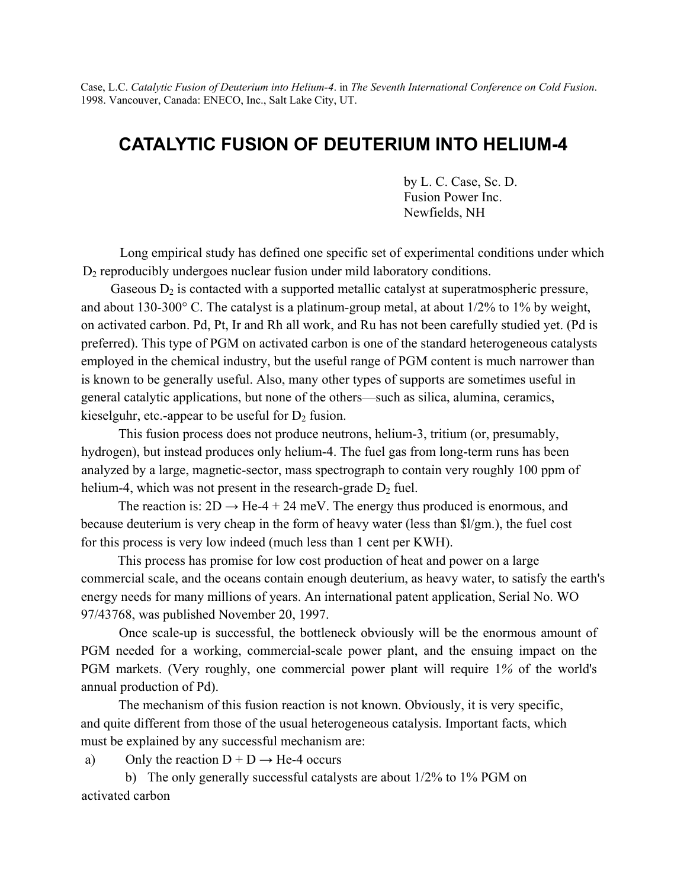Case, L.C. *Catalytic Fusion of Deuterium into Helium-4*. in *The Seventh International Conference on Cold Fusion*. 1998. Vancouver, Canada: ENECO, Inc., Salt Lake City, UT.

# CATALYTIC FUSION OF DEUTERIUM INTO HELIUM-4

by L. C. Case, Sc. D.
Fusion Power Inc.
Newfields, NH

Long empirical study has defined one specific set of experimental conditions under which $D_2$ reproducibly undergoes nuclear fusion under mild laboratory conditions.

Gaseous $D_2$ is contacted with a supported metallic catalyst at superatmospheric pressure, and about 130-300° C. The catalyst is a platinum-group metal, at about 1/2% to 1% by weight, on activated carbon. Pd, Pt, Ir and Rh all work, and Ru has not been carefully studied yet. (Pd is preferred). This type of PGM on activated carbon is one of the standard heterogeneous catalysts employed in the chemical industry, but the useful range of PGM content is much narrower than is known to be generally useful. Also, many other types of supports are sometimes useful in general catalytic applications, but none of the others—such as silica, alumina, ceramics, kieselguhr, etc.-appear to be useful for $D_2$ fusion.

This fusion process does not produce neutrons, helium-3, tritium (or, presumably, hydrogen), but instead produces only helium-4. The fuel gas from long-term runs has been analyzed by a large, magnetic-sector, mass spectrograph to contain very roughly 100 ppm of helium-4, which was not present in the research-grade $D_2$ fuel.

The reaction is: $2D \rightarrow$ He-4 + 24 meV. The energy thus produced is enormous, and because deuterium is very cheap in the form of heavy water (less than $l/gm.), the fuel cost for this process is very low indeed (much less than 1 cent per KWH).

This process has promise for low cost production of heat and power on a large commercial scale, and the oceans contain enough deuterium, as heavy water, to satisfy the earth's energy needs for many millions of years. An international patent application, Serial No. WO 97/43768, was published November 20, 1997.

Once scale-up is successful, the bottleneck obviously will be the enormous amount of PGM needed for a working, commercial-scale power plant, and the ensuing impact on the PGM markets. (Very roughly, one commercial power plant will require 1% of the world's annual production of Pd).

The mechanism of this fusion reaction is not known. Obviously, it is very specific, and quite different from those of the usual heterogeneous catalysis. Important facts, which must be explained by any successful mechanism are:

a) Only the reaction $D + D \rightarrow$ He-4 occurs

b) The only generally successful catalysts are about 1/2% to 1% PGM on activated carbon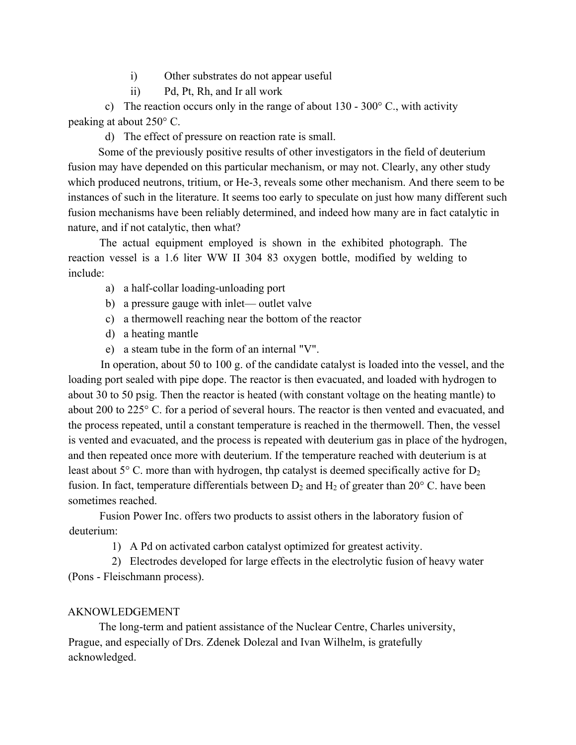i) Other substrates do not appear useful

ii) Pd, Pt, Rh, and Ir all work

c) The reaction occurs only in the range of about 130 - 300° C., with activity peaking at about 250° C.

d) The effect of pressure on reaction rate is small.

Some of the previously positive results of other investigators in the field of deuterium fusion may have depended on this particular mechanism, or may not. Clearly, any other study which produced neutrons, tritium, or He-3, reveals some other mechanism. And there seem to be instances of such in the literature. It seems too early to speculate on just how many different such fusion mechanisms have been reliably determined, and indeed how many are in fact catalytic in nature, and if not catalytic, then what?

The actual equipment employed is shown in the exhibited photograph. The reaction vessel is a 1.6 liter WW II 304 83 oxygen bottle, modified by welding to include:

a) a half-collar loading-unloading port
b) a pressure gauge with inlet— outlet valve
c) a thermowell reaching near the bottom of the reactor
d) a heating mantle
e) a steam tube in the form of an internal "V".

In operation, about 50 to 100 g. of the candidate catalyst is loaded into the vessel, and the loading port sealed with pipe dope. The reactor is then evacuated, and loaded with hydrogen to about 30 to 50 psig. Then the reactor is heated (with constant voltage on the heating mantle) to about 200 to 225° C. for a period of several hours. The reactor is then vented and evacuated, and the process repeated, until a constant temperature is reached in the thermowell. Then, the vessel is vented and evacuated, and the process is repeated with deuterium gas in place of the hydrogen, and then repeated once more with deuterium. If the temperature reached with deuterium is at least about 5° C. more than with hydrogen, thp catalyst is deemed specifically active for $D_2$ fusion. In fact, temperature differentials between $D_2$ and $H_2$ of greater than 20° C. have been sometimes reached.

Fusion Power Inc. offers two products to assist others in the laboratory fusion of deuterium:

1) A Pd on activated carbon catalyst optimized for greatest activity.
2) Electrodes developed for large effects in the electrolytic fusion of heavy water (Pons - Fleischmann process).

AKNOWLEDGEMENT

The long-term and patient assistance of the Nuclear Centre, Charles university, Prague, and especially of Drs. Zdenek Dolezal and Ivan Wilhelm, is gratefully acknowledged.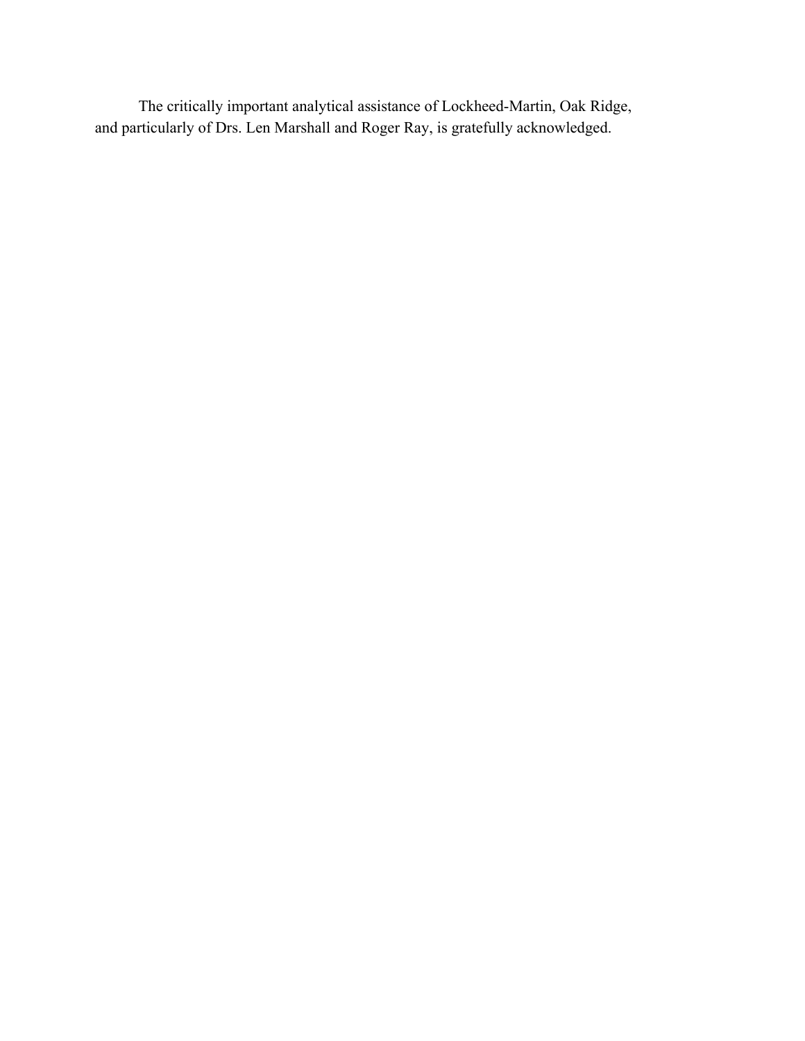The critically important analytical assistance of Lockheed-Martin, Oak Ridge, and particularly of Drs. Len Marshall and Roger Ray, is gratefully acknowledged.